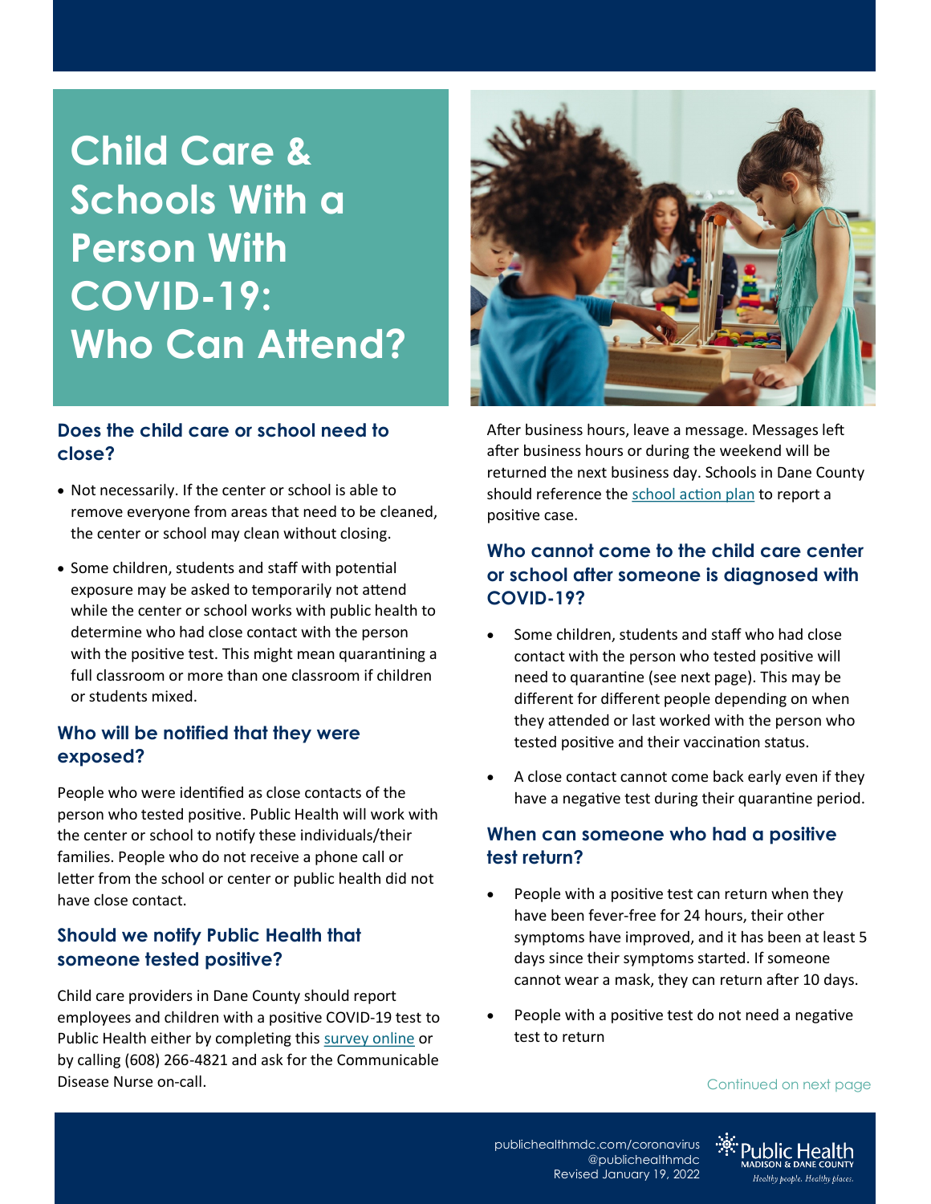# Child Care & Schools With a Person With COVID-19: Who Can Attend?

## Does the child care or school need to close?

- Not necessarily. If the center or school is able to remove everyone from areas that need to be cleaned, the center or school may clean without closing.
- Some children, students and staff with potential exposure may be asked to temporarily not attend while the center or school works with public health to determine who had close contact with the person with the positive test. This might mean quarantining a full classroom or more than one classroom if children or students mixed.

## Who will be notified that they were exposed?

People who were identified as close contacts of the person who tested positive. Public Health will work with the center or school to notify these individuals/their families. People who do not receive a phone call or letter from the school or center or public health did not have close contact.

## Should we notify Public Health that someone tested positive?

Child care providers in Dane County should report employees and children with a positive COVID-19 test to Public Health either by completing this [survey online]() or by calling (608) 266-4821 and ask for the Communicable Disease Nurse on-call. After business hours, leave a message. Messages left after business hours or during the weekend will be returned the next business day. Schools in Dane County should reference the [school action plan]() to report a positive case.

## Who cannot come to the child care center or school after someone is diagnosed with COVID-19?

- Some children, students and staff who had close contact with the person who tested positive will need to quarantine (see next page). This may be different for different people depending on when they attended or last worked with the person who tested positive and their vaccination status.
- A close contact cannot come back early even if they have a negative test during their quarantine period.

## When can someone who had a positive test return?

- People with a positive test can return when they have been fever-free for 24 hours, their other symptoms have improved, and it has been at least 5 days since their symptoms started. If someone cannot wear a mask, they can return after 10 days.
- People with a positive test do not need a negative test to return

Continued on next page

publichealthmdc.com/coronavirus
@publichealthmdc
Revised January 19, 2022

Public Health Madison & Dane County
Healthy people. Healthy places.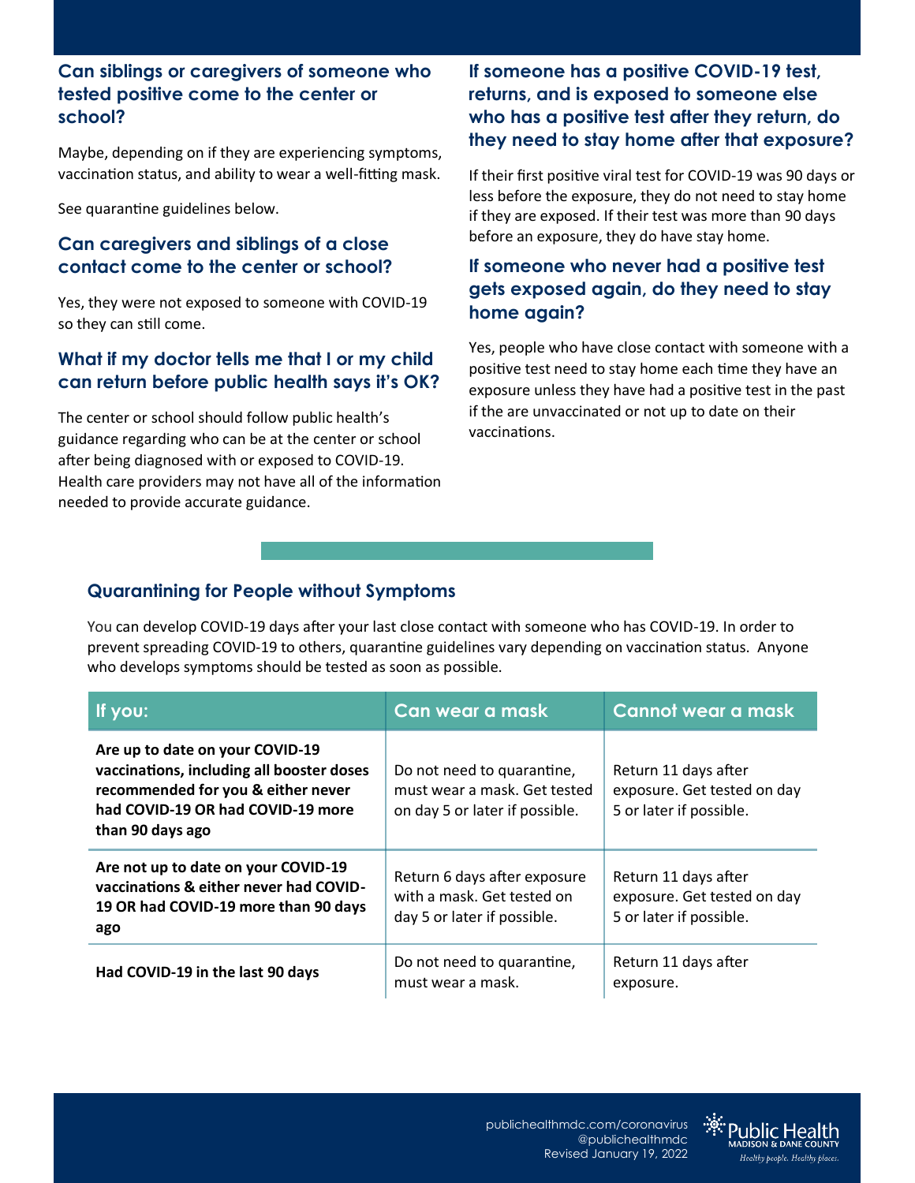### Can siblings or caregivers of someone who tested positive come to the center or school?

Maybe, depending on if they are experiencing symptoms, vaccination status, and ability to wear a well-fitting mask.

See quarantine guidelines below.

### Can caregivers and siblings of a close contact come to the center or school?

Yes, they were not exposed to someone with COVID-19 so they can still come.

### What if my doctor tells me that I or my child can return before public health says it's OK?

The center or school should follow public health's guidance regarding who can be at the center or school after being diagnosed with or exposed to COVID-19. Health care providers may not have all of the information needed to provide accurate guidance.

### If someone has a positive COVID-19 test, returns, and is exposed to someone else who has a positive test after they return, do they need to stay home after that exposure?

If their first positive viral test for COVID-19 was 90 days or less before the exposure, they do not need to stay home if they are exposed. If their test was more than 90 days before an exposure, they do have stay home.

### If someone who never had a positive test gets exposed again, do they need to stay home again?

Yes, people who have close contact with someone with a positive test need to stay home each time they have an exposure unless they have had a positive test in the past if the are unvaccinated or not up to date on their vaccinations.

## Quarantining for People without Symptoms

You can develop COVID-19 days after your last close contact with someone who has COVID-19. In order to prevent spreading COVID-19 to others, quarantine guidelines vary depending on vaccination status. Anyone who develops symptoms should be tested as soon as possible.

| If you: | Can wear a mask | Cannot wear a mask |
|---|---|---|
| **Are up to date on your COVID-19 vaccinations, including all booster doses recommended for you & either never had COVID-19 OR had COVID-19 more than 90 days ago** | Do not need to quarantine, must wear a mask. Get tested on day 5 or later if possible. | Return 11 days after exposure. Get tested on day 5 or later if possible. |
| **Are not up to date on your COVID-19 vaccinations & either never had COVID-19 OR had COVID-19 more than 90 days ago** | Return 6 days after exposure with a mask. Get tested on day 5 or later if possible. | Return 11 days after exposure. Get tested on day 5 or later if possible. |
| **Had COVID-19 in the last 90 days** | Do not need to quarantine, must wear a mask. | Return 11 days after exposure. |

publichealthmdc.com/coronavirus
@publichealthmdc
Revised January 19, 2022

Public Health MADISON & DANE COUNTY
*Healthy people. Healthy places.*